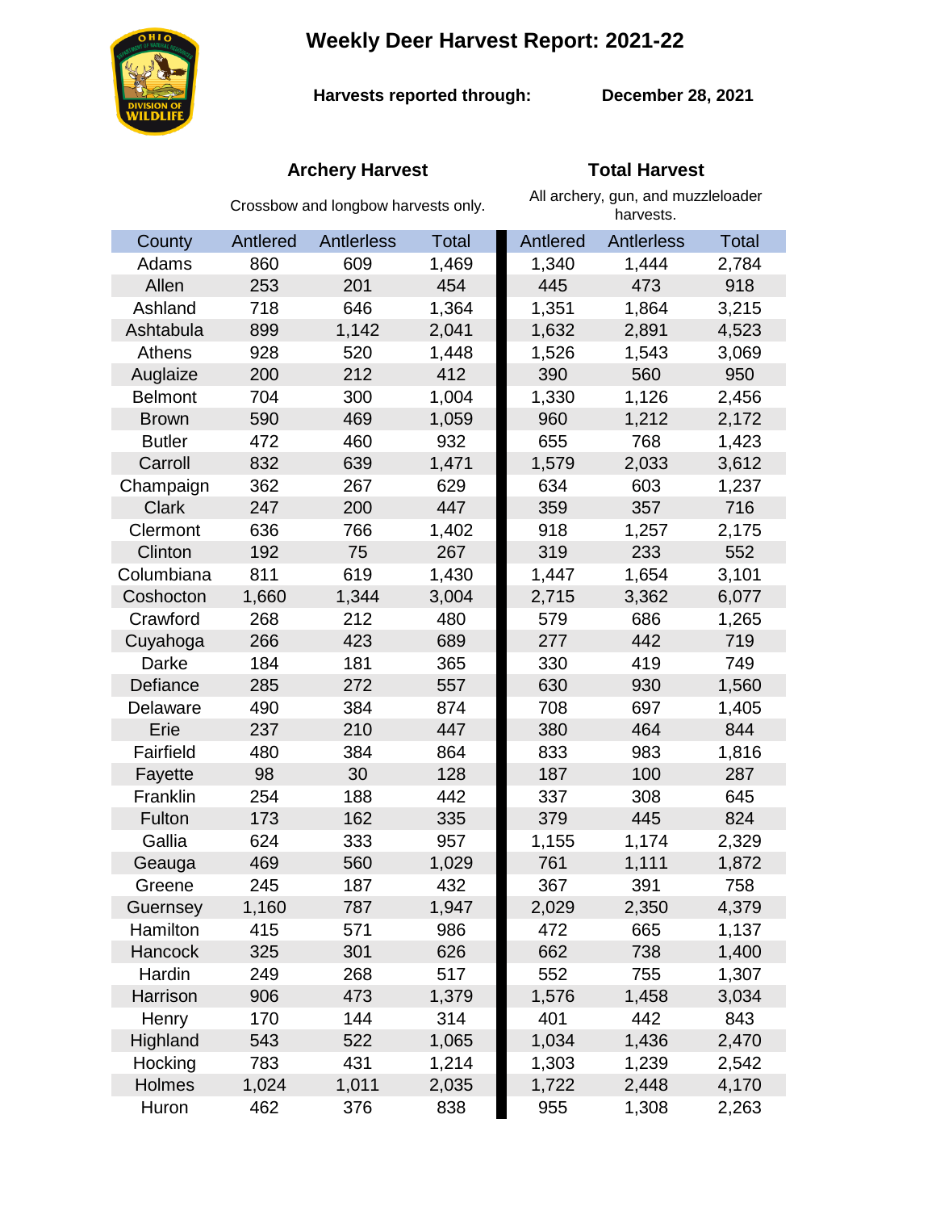# Weekly Deer Harvest Report: 2021-22

**Harvests reported through:** **December 28, 2021**

| | **Archery Harvest** | | | **Total Harvest** | | |
|---|---|---|---|---|---|---|
| | Crossbow and longbow harvests only. | | | All archery, gun, and muzzleloader harvests. | | |
| County | Antlered | Antlerless | Total | Antlered | Antlerless | Total |
| Adams | 860 | 609 | 1,469 | 1,340 | 1,444 | 2,784 |
| Allen | 253 | 201 | 454 | 445 | 473 | 918 |
| Ashland | 718 | 646 | 1,364 | 1,351 | 1,864 | 3,215 |
| Ashtabula | 899 | 1,142 | 2,041 | 1,632 | 2,891 | 4,523 |
| Athens | 928 | 520 | 1,448 | 1,526 | 1,543 | 3,069 |
| Auglaize | 200 | 212 | 412 | 390 | 560 | 950 |
| Belmont | 704 | 300 | 1,004 | 1,330 | 1,126 | 2,456 |
| Brown | 590 | 469 | 1,059 | 960 | 1,212 | 2,172 |
| Butler | 472 | 460 | 932 | 655 | 768 | 1,423 |
| Carroll | 832 | 639 | 1,471 | 1,579 | 2,033 | 3,612 |
| Champaign | 362 | 267 | 629 | 634 | 603 | 1,237 |
| Clark | 247 | 200 | 447 | 359 | 357 | 716 |
| Clermont | 636 | 766 | 1,402 | 918 | 1,257 | 2,175 |
| Clinton | 192 | 75 | 267 | 319 | 233 | 552 |
| Columbiana | 811 | 619 | 1,430 | 1,447 | 1,654 | 3,101 |
| Coshocton | 1,660 | 1,344 | 3,004 | 2,715 | 3,362 | 6,077 |
| Crawford | 268 | 212 | 480 | 579 | 686 | 1,265 |
| Cuyahoga | 266 | 423 | 689 | 277 | 442 | 719 |
| Darke | 184 | 181 | 365 | 330 | 419 | 749 |
| Defiance | 285 | 272 | 557 | 630 | 930 | 1,560 |
| Delaware | 490 | 384 | 874 | 708 | 697 | 1,405 |
| Erie | 237 | 210 | 447 | 380 | 464 | 844 |
| Fairfield | 480 | 384 | 864 | 833 | 983 | 1,816 |
| Fayette | 98 | 30 | 128 | 187 | 100 | 287 |
| Franklin | 254 | 188 | 442 | 337 | 308 | 645 |
| Fulton | 173 | 162 | 335 | 379 | 445 | 824 |
| Gallia | 624 | 333 | 957 | 1,155 | 1,174 | 2,329 |
| Geauga | 469 | 560 | 1,029 | 761 | 1,111 | 1,872 |
| Greene | 245 | 187 | 432 | 367 | 391 | 758 |
| Guernsey | 1,160 | 787 | 1,947 | 2,029 | 2,350 | 4,379 |
| Hamilton | 415 | 571 | 986 | 472 | 665 | 1,137 |
| Hancock | 325 | 301 | 626 | 662 | 738 | 1,400 |
| Hardin | 249 | 268 | 517 | 552 | 755 | 1,307 |
| Harrison | 906 | 473 | 1,379 | 1,576 | 1,458 | 3,034 |
| Henry | 170 | 144 | 314 | 401 | 442 | 843 |
| Highland | 543 | 522 | 1,065 | 1,034 | 1,436 | 2,470 |
| Hocking | 783 | 431 | 1,214 | 1,303 | 1,239 | 2,542 |
| Holmes | 1,024 | 1,011 | 2,035 | 1,722 | 2,448 | 4,170 |
| Huron | 462 | 376 | 838 | 955 | 1,308 | 2,263 |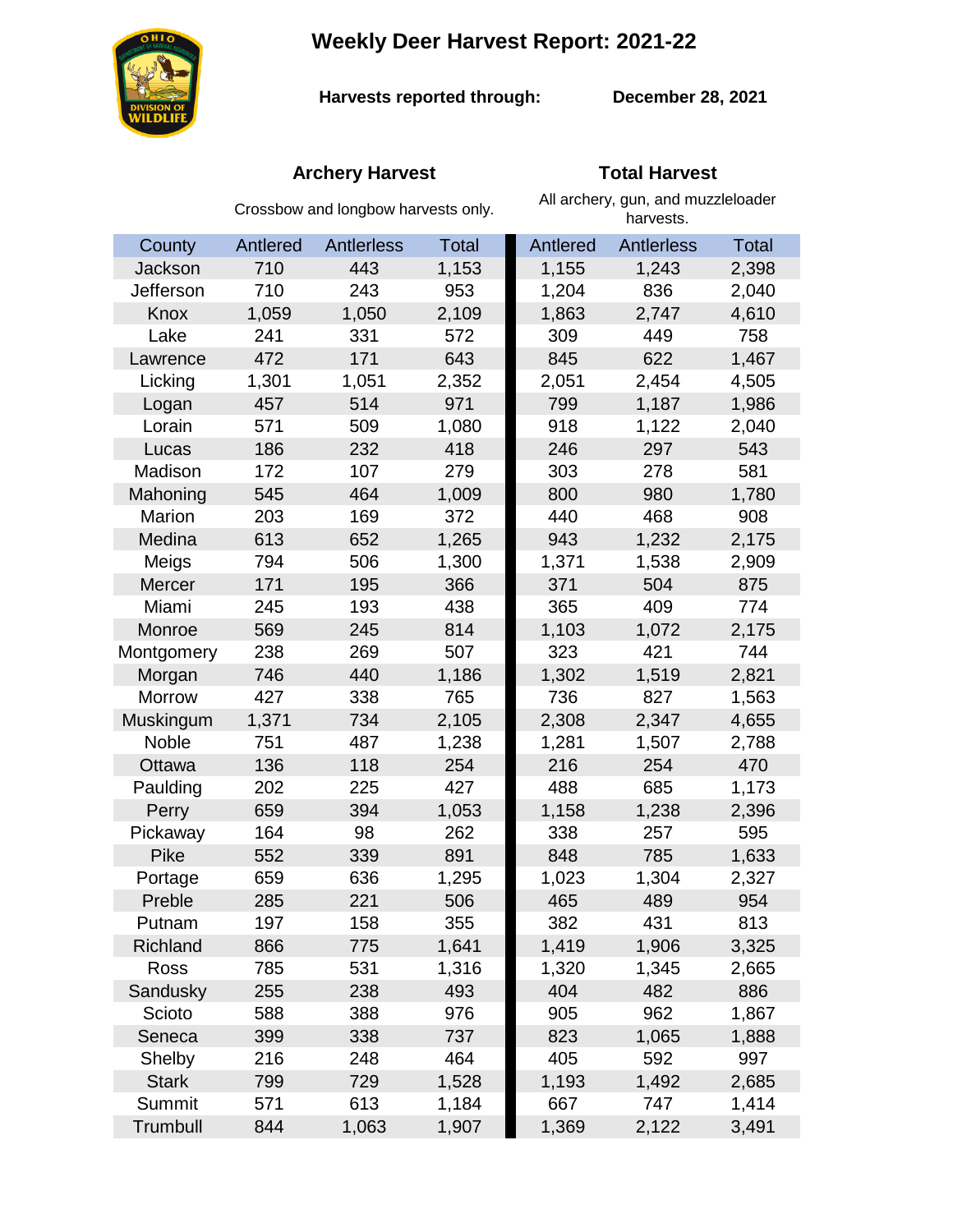# Weekly Deer Harvest Report: 2021-22

**Harvests reported through:** **December 28, 2021**

| | **Archery Harvest** | | | **Total Harvest** | | |
|---|---|---|---|---|---|---|
| | Crossbow and longbow harvests only. | | | All archery, gun, and muzzleloader harvests. | | |
| County | Antlered | Antlerless | Total | Antlered | Antlerless | Total |
| Jackson | 710 | 443 | 1,153 | 1,155 | 1,243 | 2,398 |
| Jefferson | 710 | 243 | 953 | 1,204 | 836 | 2,040 |
| Knox | 1,059 | 1,050 | 2,109 | 1,863 | 2,747 | 4,610 |
| Lake | 241 | 331 | 572 | 309 | 449 | 758 |
| Lawrence | 472 | 171 | 643 | 845 | 622 | 1,467 |
| Licking | 1,301 | 1,051 | 2,352 | 2,051 | 2,454 | 4,505 |
| Logan | 457 | 514 | 971 | 799 | 1,187 | 1,986 |
| Lorain | 571 | 509 | 1,080 | 918 | 1,122 | 2,040 |
| Lucas | 186 | 232 | 418 | 246 | 297 | 543 |
| Madison | 172 | 107 | 279 | 303 | 278 | 581 |
| Mahoning | 545 | 464 | 1,009 | 800 | 980 | 1,780 |
| Marion | 203 | 169 | 372 | 440 | 468 | 908 |
| Medina | 613 | 652 | 1,265 | 943 | 1,232 | 2,175 |
| Meigs | 794 | 506 | 1,300 | 1,371 | 1,538 | 2,909 |
| Mercer | 171 | 195 | 366 | 371 | 504 | 875 |
| Miami | 245 | 193 | 438 | 365 | 409 | 774 |
| Monroe | 569 | 245 | 814 | 1,103 | 1,072 | 2,175 |
| Montgomery | 238 | 269 | 507 | 323 | 421 | 744 |
| Morgan | 746 | 440 | 1,186 | 1,302 | 1,519 | 2,821 |
| Morrow | 427 | 338 | 765 | 736 | 827 | 1,563 |
| Muskingum | 1,371 | 734 | 2,105 | 2,308 | 2,347 | 4,655 |
| Noble | 751 | 487 | 1,238 | 1,281 | 1,507 | 2,788 |
| Ottawa | 136 | 118 | 254 | 216 | 254 | 470 |
| Paulding | 202 | 225 | 427 | 488 | 685 | 1,173 |
| Perry | 659 | 394 | 1,053 | 1,158 | 1,238 | 2,396 |
| Pickaway | 164 | 98 | 262 | 338 | 257 | 595 |
| Pike | 552 | 339 | 891 | 848 | 785 | 1,633 |
| Portage | 659 | 636 | 1,295 | 1,023 | 1,304 | 2,327 |
| Preble | 285 | 221 | 506 | 465 | 489 | 954 |
| Putnam | 197 | 158 | 355 | 382 | 431 | 813 |
| Richland | 866 | 775 | 1,641 | 1,419 | 1,906 | 3,325 |
| Ross | 785 | 531 | 1,316 | 1,320 | 1,345 | 2,665 |
| Sandusky | 255 | 238 | 493 | 404 | 482 | 886 |
| Scioto | 588 | 388 | 976 | 905 | 962 | 1,867 |
| Seneca | 399 | 338 | 737 | 823 | 1,065 | 1,888 |
| Shelby | 216 | 248 | 464 | 405 | 592 | 997 |
| Stark | 799 | 729 | 1,528 | 1,193 | 1,492 | 2,685 |
| Summit | 571 | 613 | 1,184 | 667 | 747 | 1,414 |
| Trumbull | 844 | 1,063 | 1,907 | 1,369 | 2,122 | 3,491 |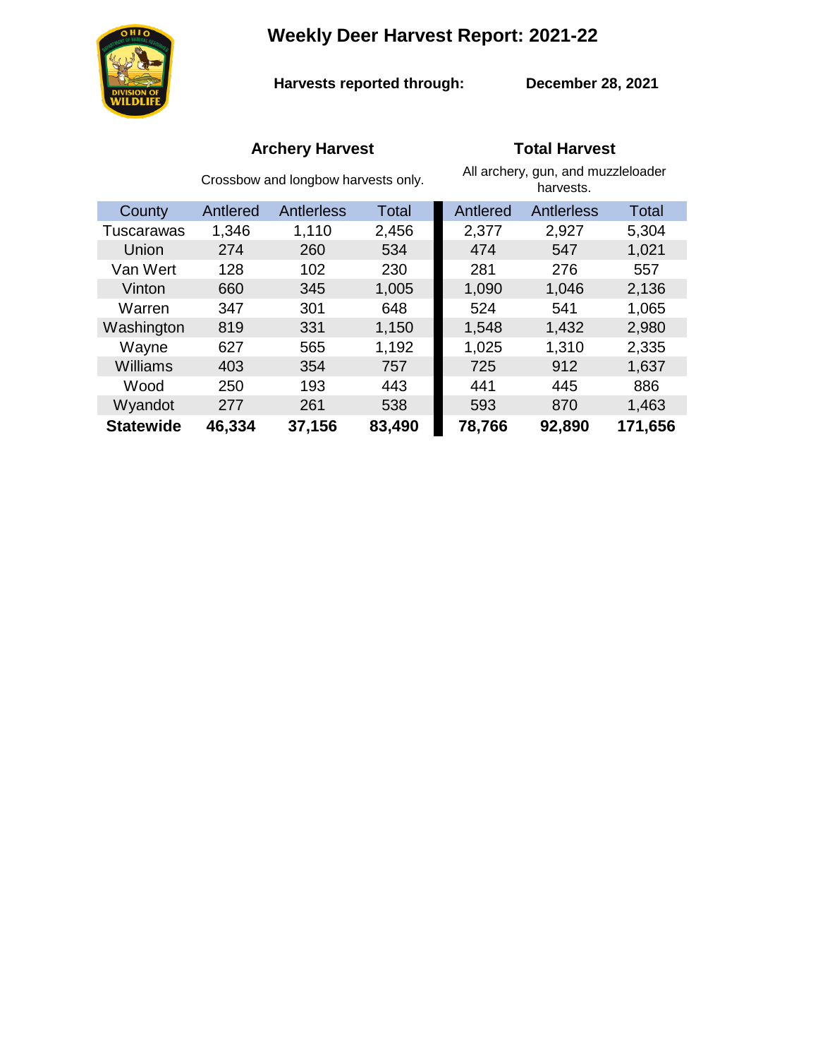# Weekly Deer Harvest Report: 2021-22

**Harvests reported through:** **December 28, 2021**

| County | Archery Harvest (Crossbow and longbow harvests only.) | | | Total Harvest (All archery, gun, and muzzleloader harvests.) | | |
|---|---|---|---|---|---|---|
| | Antlered | Antlerless | Total | Antlered | Antlerless | Total |
| Tuscarawas | 1,346 | 1,110 | 2,456 | 2,377 | 2,927 | 5,304 |
| Union | 274 | 260 | 534 | 474 | 547 | 1,021 |
| Van Wert | 128 | 102 | 230 | 281 | 276 | 557 |
| Vinton | 660 | 345 | 1,005 | 1,090 | 1,046 | 2,136 |
| Warren | 347 | 301 | 648 | 524 | 541 | 1,065 |
| Washington | 819 | 331 | 1,150 | 1,548 | 1,432 | 2,980 |
| Wayne | 627 | 565 | 1,192 | 1,025 | 1,310 | 2,335 |
| Williams | 403 | 354 | 757 | 725 | 912 | 1,637 |
| Wood | 250 | 193 | 443 | 441 | 445 | 886 |
| Wyandot | 277 | 261 | 538 | 593 | 870 | 1,463 |
| **Statewide** | **46,334** | **37,156** | **83,490** | **78,766** | **92,890** | **171,656** |